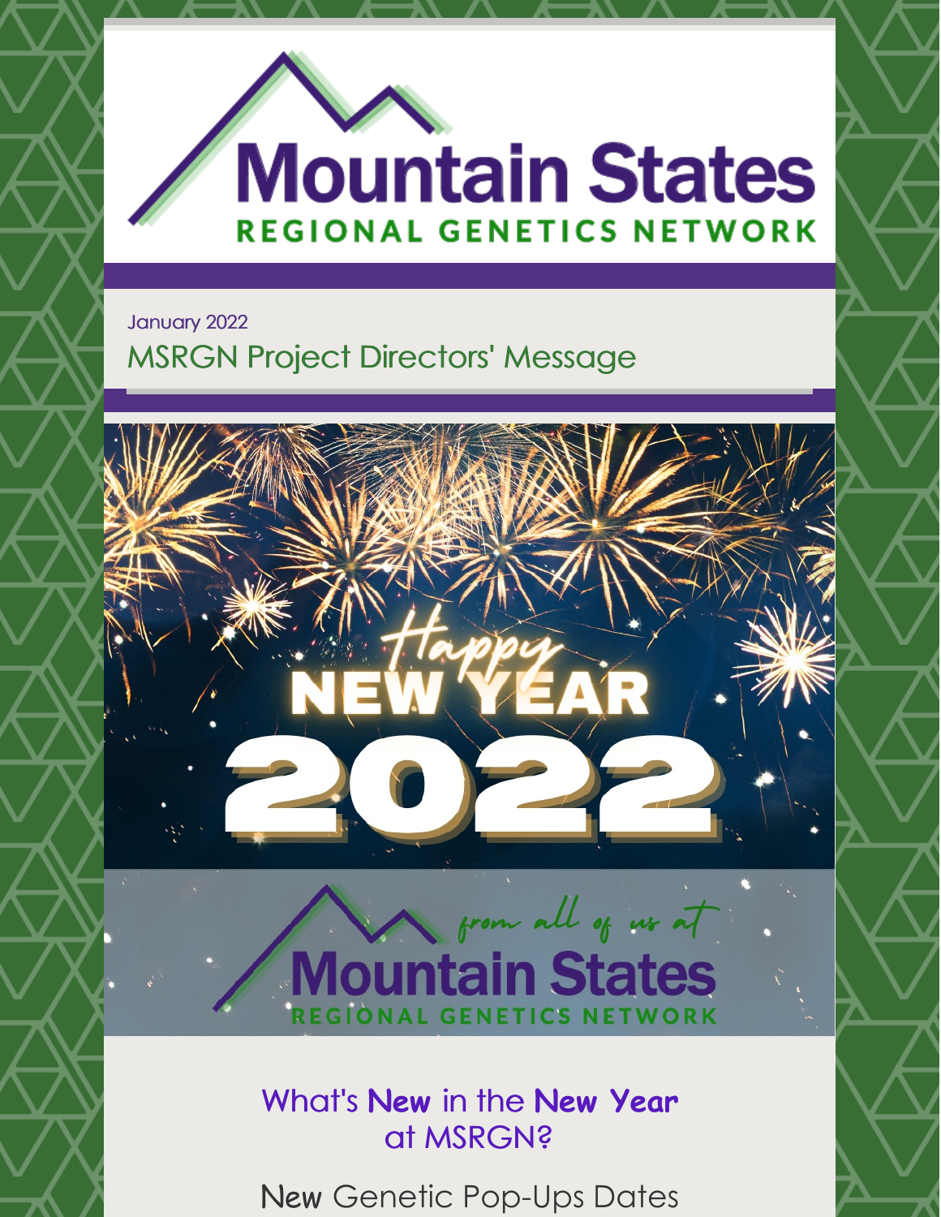# Mountain States

**REGIONAL GENETICS NETWORK**

January 2022

## MSRGN Project Directors' Message

Happy NEW YEAR 2022

from all of us at Mountain States Regional Genetics Network

### What's **New** in the **New Year** at MSRGN?

**New** Genetic Pop-Ups Dates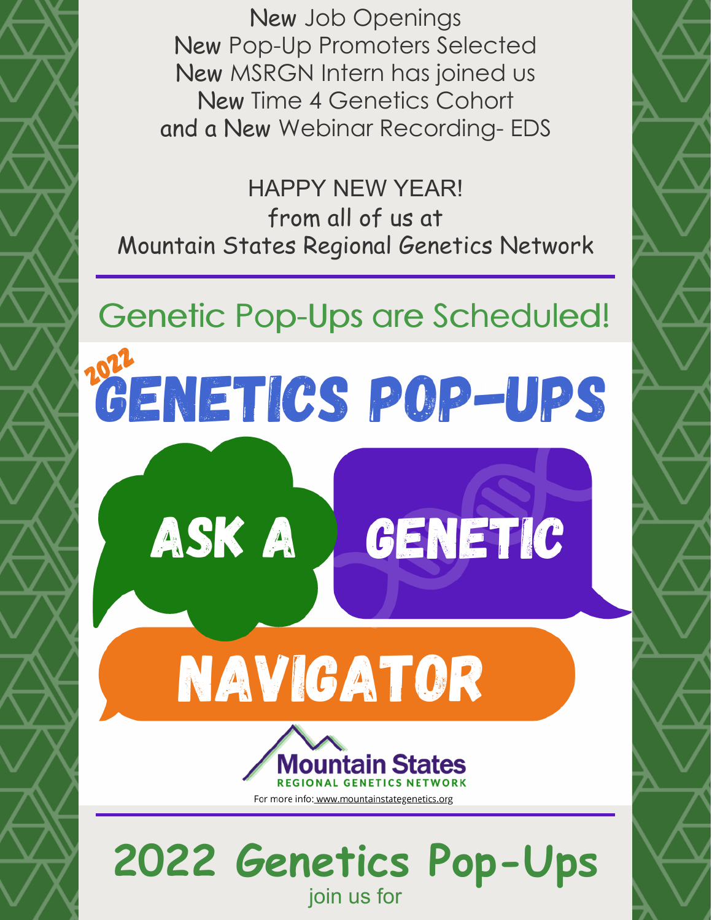**New** Job Openings
**New** Pop-Up Promoters Selected
**New** MSRGN Intern has joined us
**New** Time 4 Genetics Cohort
and a **New** Webinar Recording- EDS

HAPPY NEW YEAR!
from all of us at
Mountain States Regional Genetics Network

## Genetic Pop-Ups are Scheduled!

2022 GENETICS POP-UPS

ASK A GENETIC NAVIGATOR

Mountain States
REGIONAL GENETICS NETWORK

For more info: www.mountainstategenetics.org

## 2022 Genetics Pop-Ups

join us for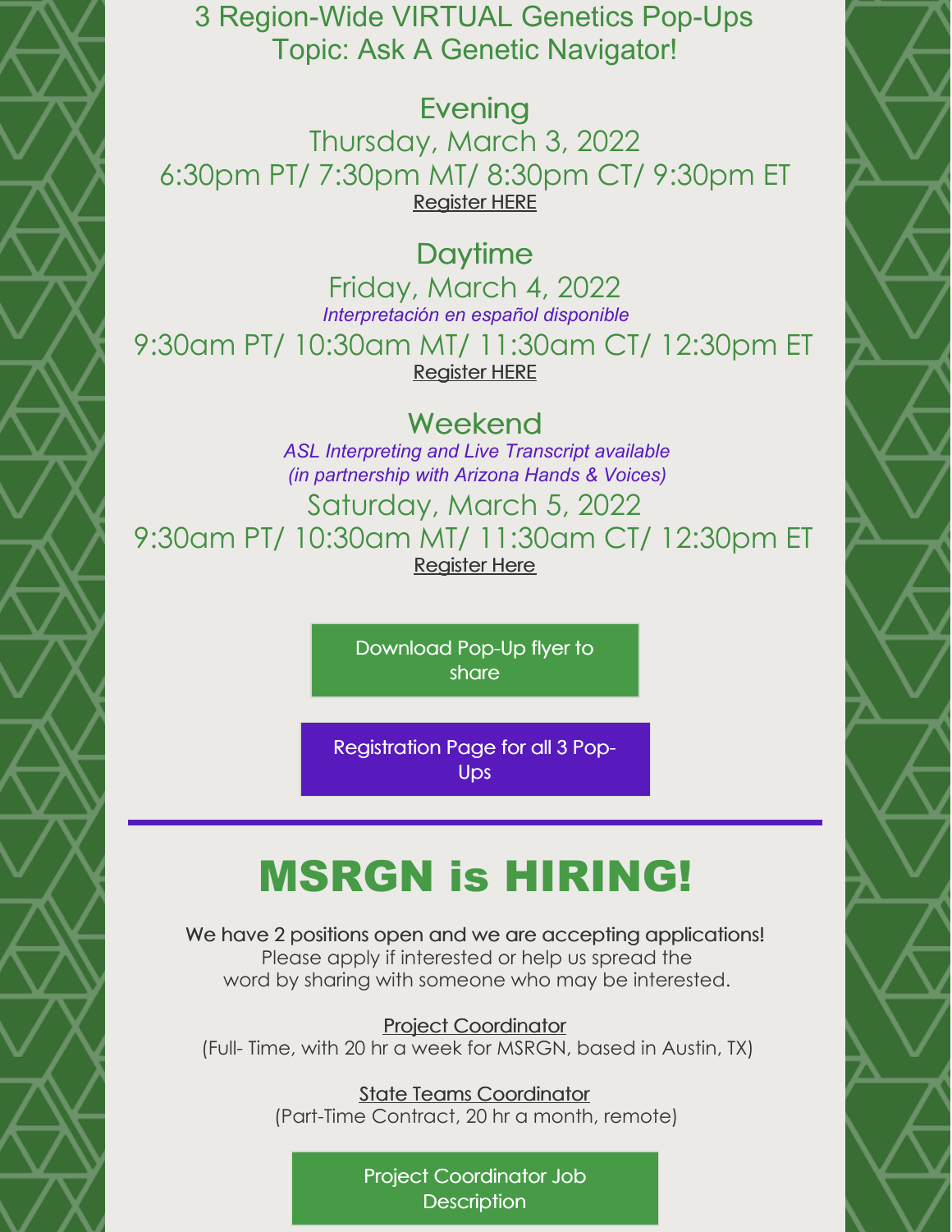3 Region-Wide VIRTUAL Genetics Pop-Ups
Topic: Ask A Genetic Navigator!

Evening
Thursday, March 3, 2022
6:30pm PT/ 7:30pm MT/ 8:30pm CT/ 9:30pm ET
Register HERE

Daytime
Friday, March 4, 2022
*Interpretación en español disponible*
9:30am PT/ 10:30am MT/ 11:30am CT/ 12:30pm ET
Register HERE

Weekend
*ASL Interpreting and Live Transcript available*
*(in partnership with Arizona Hands & Voices)*
Saturday, March 5, 2022
9:30am PT/ 10:30am MT/ 11:30am CT/ 12:30pm ET
Register Here

Download Pop-Up flyer to share

Registration Page for all 3 Pop-Ups

---

# MSRGN is HIRING!

We have 2 positions open and we are accepting applications!
Please apply if interested or help us spread the word by sharing with someone who may be interested.

Project Coordinator
(Full- Time, with 20 hr a week for MSRGN, based in Austin, TX)

State Teams Coordinator
(Part-Time Contract, 20 hr a month, remote)

Project Coordinator Job Description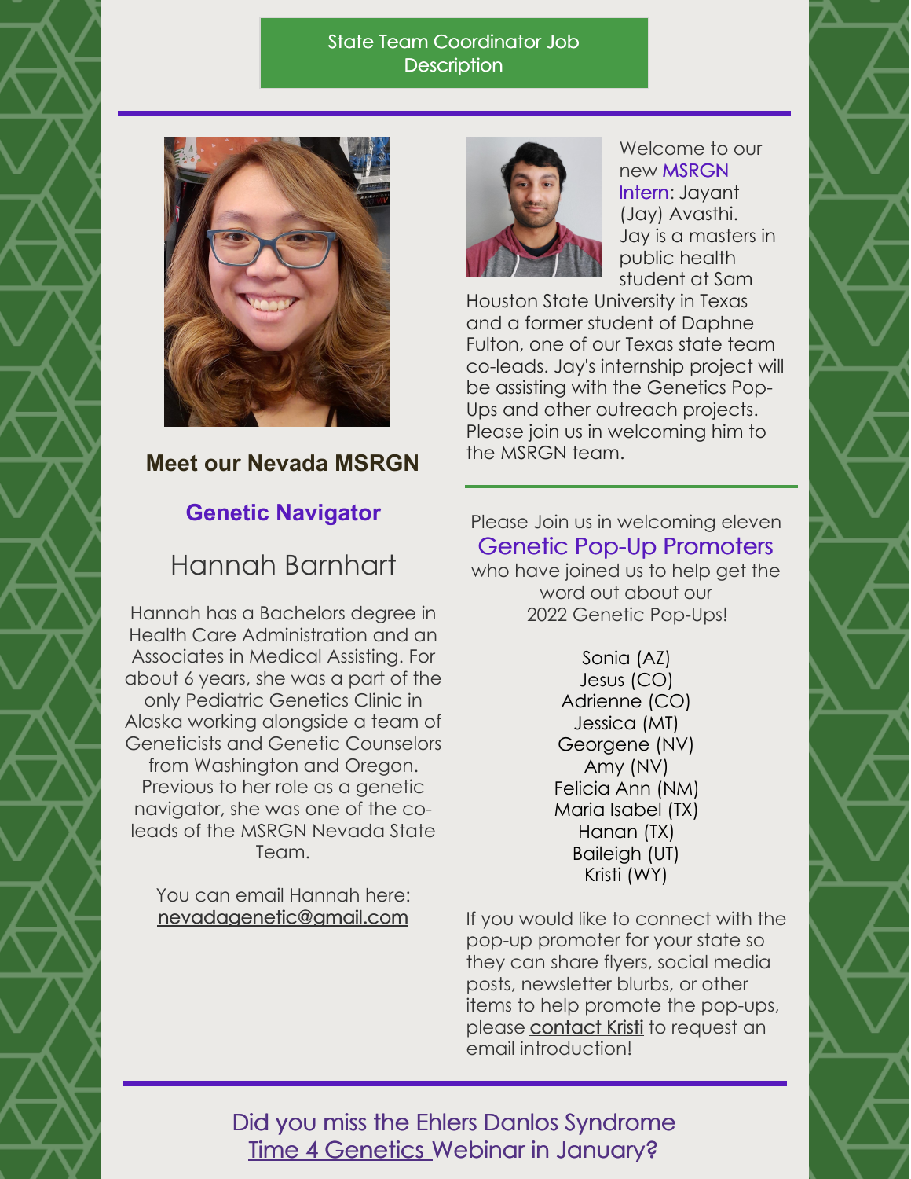State Team Coordinator Job Description

### Meet our Nevada MSRGN

### Genetic Navigator

## Hannah Barnhart

Hannah has a Bachelors degree in Health Care Administration and an Associates in Medical Assisting. For about 6 years, she was a part of the only Pediatric Genetics Clinic in Alaska working alongside a team of Geneticists and Genetic Counselors from Washington and Oregon. Previous to her role as a genetic navigator, she was one of the co-leads of the MSRGN Nevada State Team.

You can email Hannah here: nevadagenetic@gmail.com

Welcome to our new MSRGN Intern: Jayant (Jay) Avasthi. Jay is a masters in public health student at Sam Houston State University in Texas and a former student of Daphne Fulton, one of our Texas state team co-leads. Jay's internship project will be assisting with the Genetics Pop-Ups and other outreach projects. Please join us in welcoming him to the MSRGN team.

Please Join us in welcoming eleven

### Genetic Pop-Up Promoters

who have joined us to help get the word out about our 2022 Genetic Pop-Ups!

Sonia (AZ)
Jesus (CO)
Adrienne (CO)
Jessica (MT)
Georgene (NV)
Amy (NV)
Felicia Ann (NM)
Maria Isabel (TX)
Hanan (TX)
Baileigh (UT)
Kristi (WY)

If you would like to connect with the pop-up promoter for your state so they can share flyers, social media posts, newsletter blurbs, or other items to help promote the pop-ups, please contact Kristi to request an email introduction!

## Did you miss the Ehlers Danlos Syndrome Time 4 Genetics Webinar in January?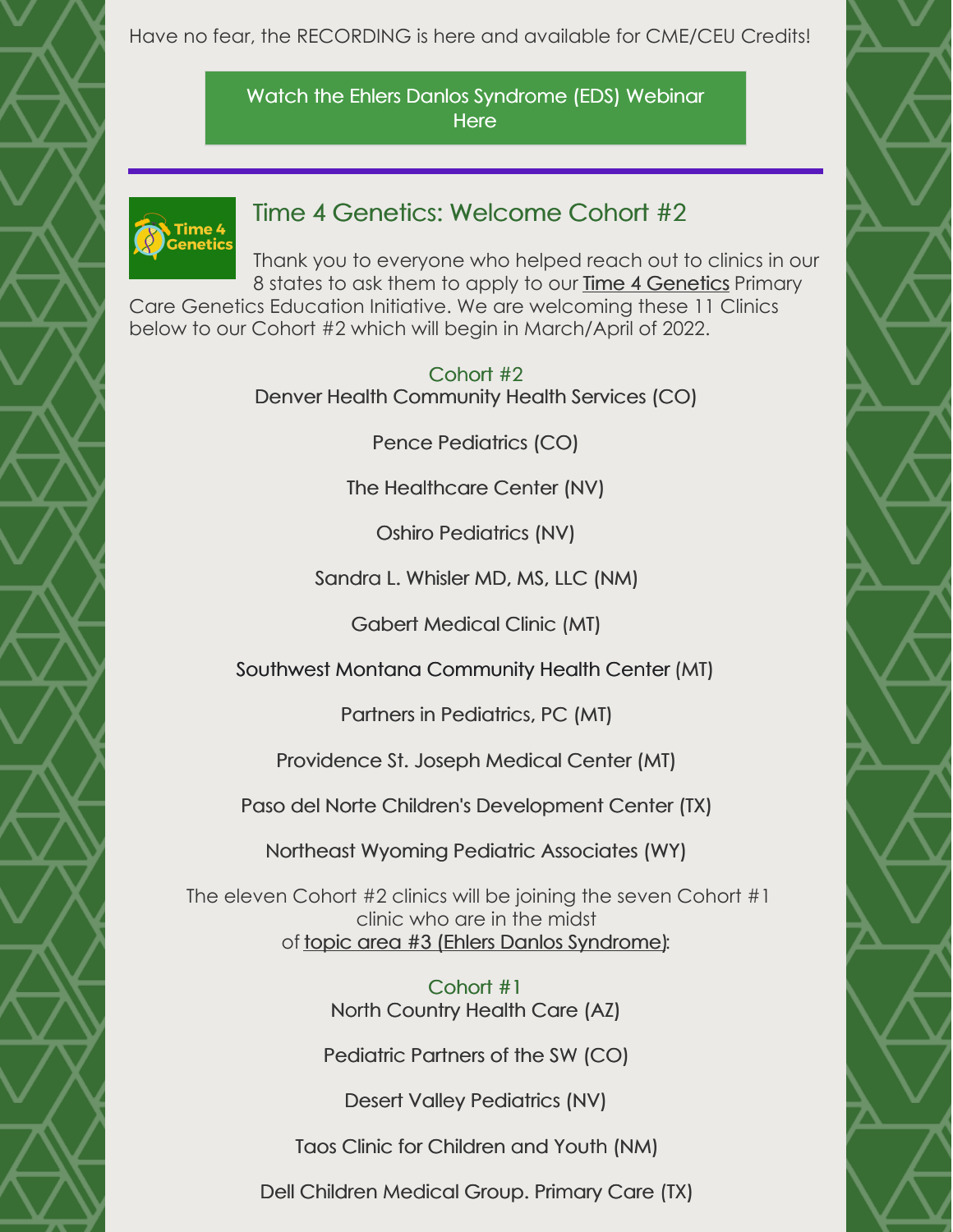Have no fear, the RECORDING is here and available for CME/CEU Credits!

Watch the Ehlers Danlos Syndrome (EDS) Webinar Here

## Time 4 Genetics: Welcome Cohort #2

Thank you to everyone who helped reach out to clinics in our 8 states to ask them to apply to our Time 4 Genetics Primary Care Genetics Education Initiative. We are welcoming these 11 Clinics below to our Cohort #2 which will begin in March/April of 2022.

### Cohort #2

Denver Health Community Health Services (CO)

Pence Pediatrics (CO)

The Healthcare Center (NV)

Oshiro Pediatrics (NV)

Sandra L. Whisler MD, MS, LLC (NM)

Gabert Medical Clinic (MT)

Southwest Montana Community Health Center (MT)

Partners in Pediatrics, PC (MT)

Providence St. Joseph Medical Center (MT)

Paso del Norte Children's Development Center (TX)

Northeast Wyoming Pediatric Associates (WY)

The eleven Cohort #2 clinics will be joining the seven Cohort #1 clinic who are in the midst of topic area #3 (Ehlers Danlos Syndrome):

### Cohort #1

North Country Health Care (AZ)

Pediatric Partners of the SW (CO)

Desert Valley Pediatrics (NV)

Taos Clinic for Children and Youth (NM)

Dell Children Medical Group. Primary Care (TX)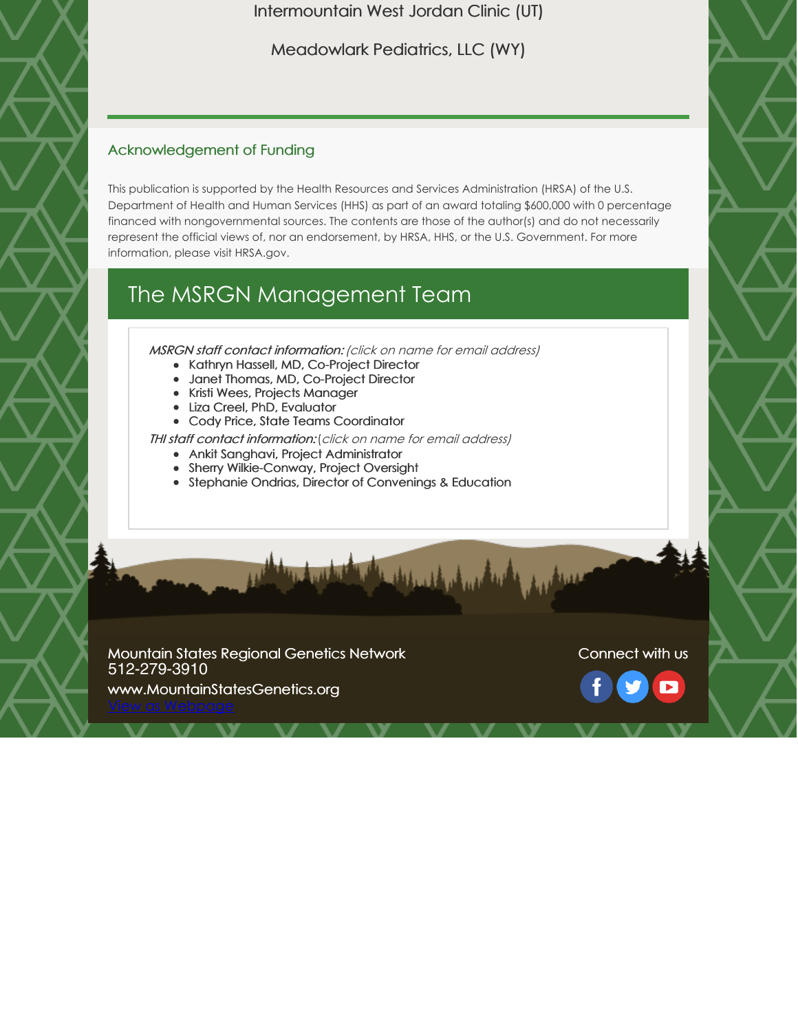Intermountain West Jordan Clinic (UT)

Meadowlark Pediatrics, LLC (WY)

### Acknowledgement of Funding

This publication is supported by the Health Resources and Services Administration (HRSA) of the U.S. Department of Health and Human Services (HHS) as part of an award totaling $600,000 with 0 percentage financed with nongovernmental sources. The contents are those of the author(s) and do not necessarily represent the official views of, nor an endorsement, by HRSA, HHS, or the U.S. Government. For more information, please visit HRSA.gov.

## The MSRGN Management Team

*MSRGN staff contact information: (click on name for email address)*

- Kathryn Hassell, MD, Co-Project Director
- Janet Thomas, MD, Co-Project Director
- Kristi Wees, Projects Manager
- Liza Creel, PhD, Evaluator
- Cody Price, State Teams Coordinator

*THI staff contact information: (click on name for email address)*

- Ankit Sanghavi, Project Administrator
- Sherry Wilkie-Conway, Project Oversight
- Stephanie Ondrias, Director of Convenings & Education

Mountain States Regional Genetics Network
512-279-3910
www.MountainStatesGenetics.org
View as Webpage

Connect with us